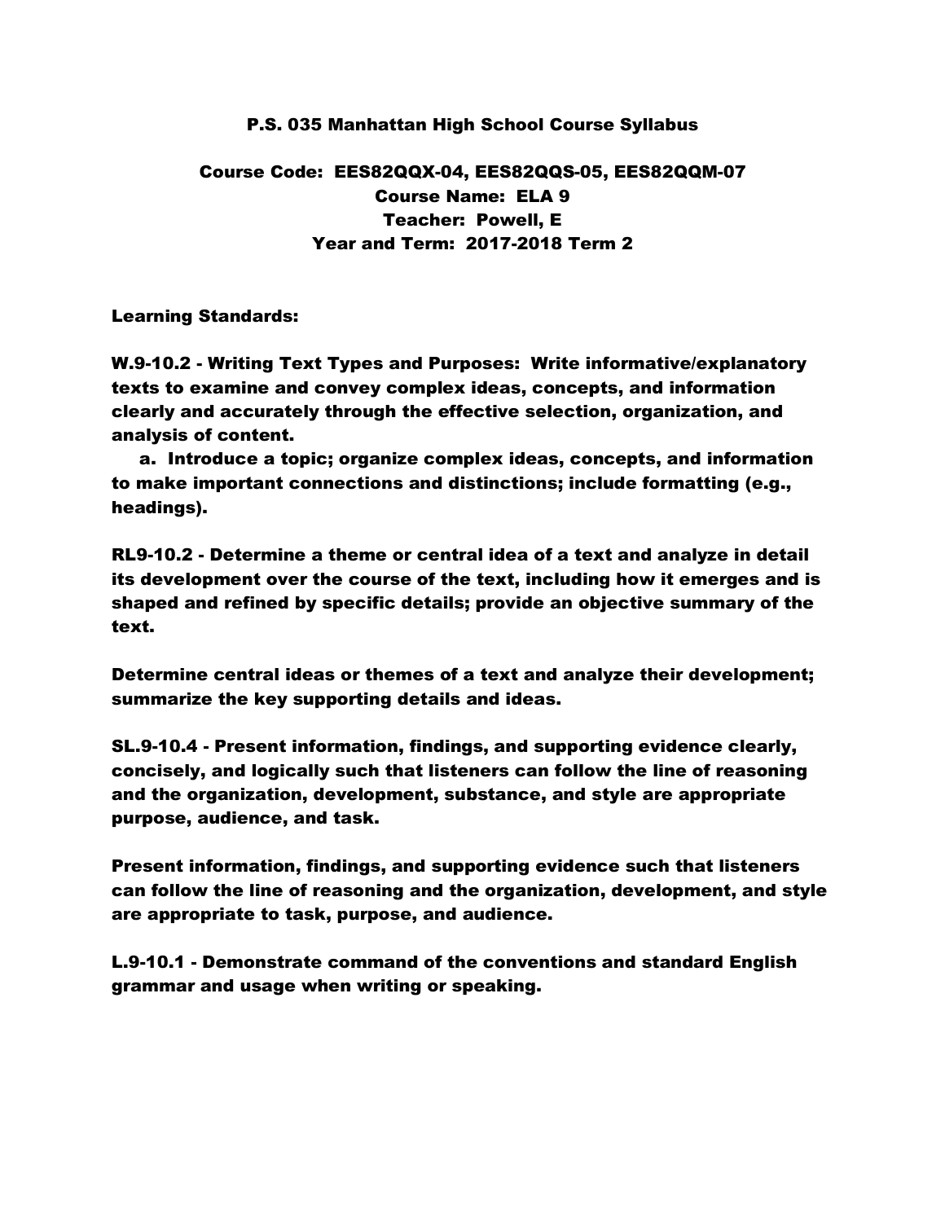# P.S. 035 Manhattan High School Course Syllabus

**Course Code: EES82QQX-04, EES82QQS-05, EES82QQM-07**
**Course Name: ELA 9**
**Teacher: Powell, E**
**Year and Term: 2017-2018 Term 2**

**Learning Standards:**

**W.9-10.2 - Writing Text Types and Purposes: Write informative/explanatory texts to examine and convey complex ideas, concepts, and information clearly and accurately through the effective selection, organization, and analysis of content.**

**a. Introduce a topic; organize complex ideas, concepts, and information to make important connections and distinctions; include formatting (e.g., headings).**

**RL9-10.2 - Determine a theme or central idea of a text and analyze in detail its development over the course of the text, including how it emerges and is shaped and refined by specific details; provide an objective summary of the text.**

**Determine central ideas or themes of a text and analyze their development; summarize the key supporting details and ideas.**

**SL.9-10.4 - Present information, findings, and supporting evidence clearly, concisely, and logically such that listeners can follow the line of reasoning and the organization, development, substance, and style are appropriate purpose, audience, and task.**

**Present information, findings, and supporting evidence such that listeners can follow the line of reasoning and the organization, development, and style are appropriate to task, purpose, and audience.**

**L.9-10.1 - Demonstrate command of the conventions and standard English grammar and usage when writing or speaking.**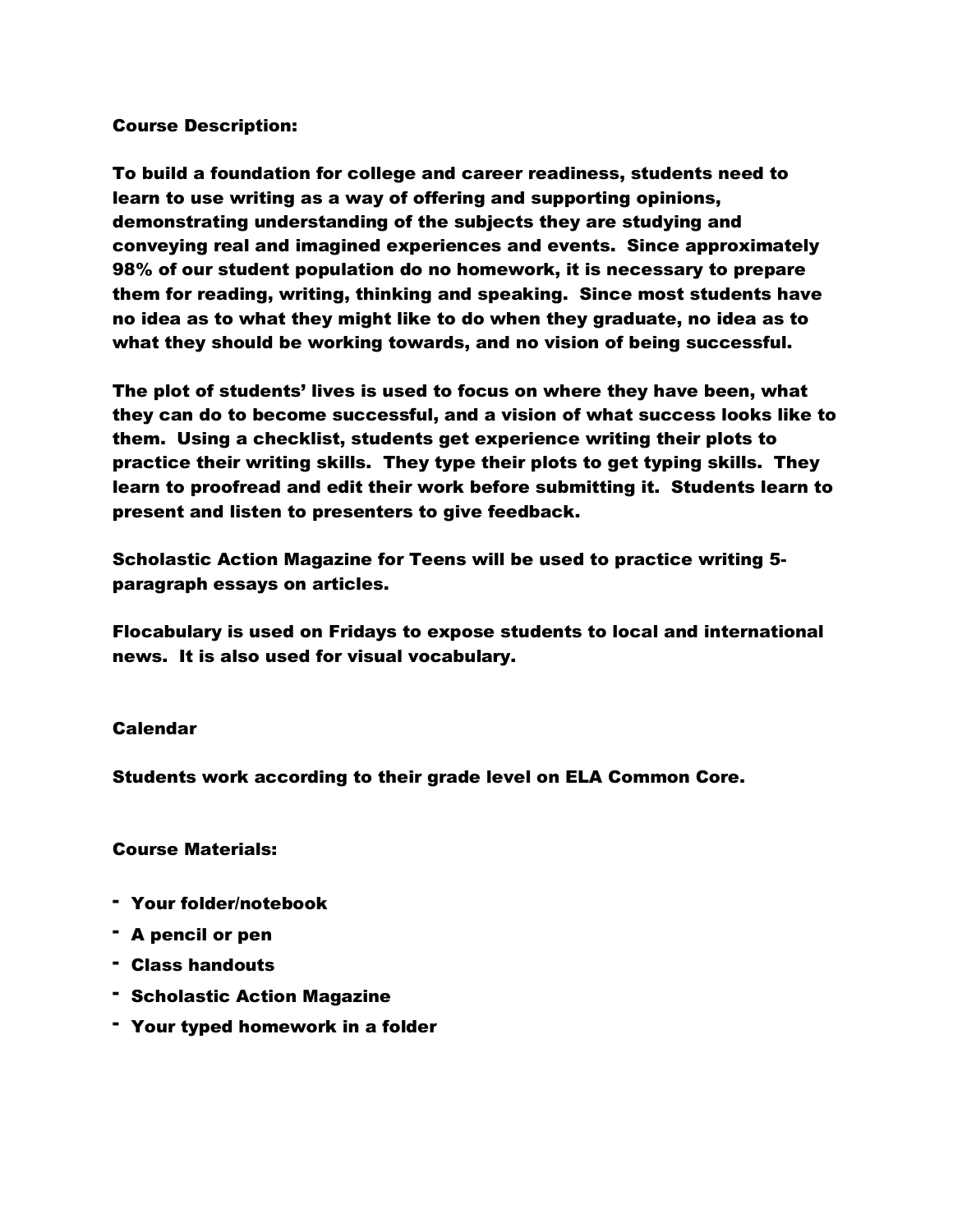## Course Description:

To build a foundation for college and career readiness, students need to learn to use writing as a way of offering and supporting opinions, demonstrating understanding of the subjects they are studying and conveying real and imagined experiences and events. Since approximately 98% of our student population do no homework, it is necessary to prepare them for reading, writing, thinking and speaking. Since most students have no idea as to what they might like to do when they graduate, no idea as to what they should be working towards, and no vision of being successful.

The plot of students' lives is used to focus on where they have been, what they can do to become successful, and a vision of what success looks like to them. Using a checklist, students get experience writing their plots to practice their writing skills. They type their plots to get typing skills. They learn to proofread and edit their work before submitting it. Students learn to present and listen to presenters to give feedback.

Scholastic Action Magazine for Teens will be used to practice writing 5-paragraph essays on articles.

Flocabulary is used on Fridays to expose students to local and international news. It is also used for visual vocabulary.

## Calendar

Students work according to their grade level on ELA Common Core.

## Course Materials:

- Your folder/notebook
- A pencil or pen
- Class handouts
- Scholastic Action Magazine
- Your typed homework in a folder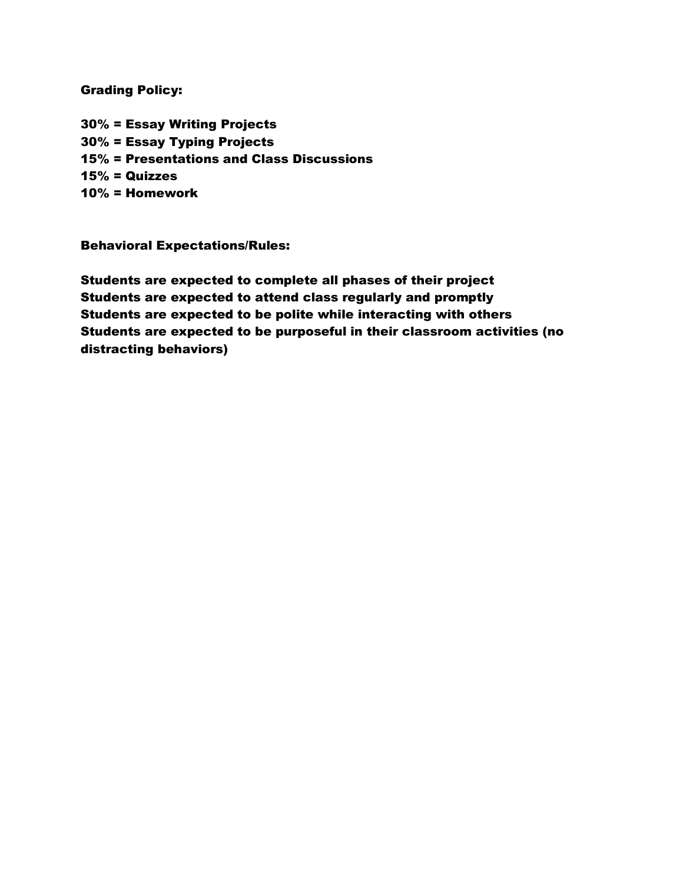**Grading Policy:**

**30% = Essay Writing Projects**
**30% = Essay Typing Projects**
**15% = Presentations and Class Discussions**
**15% = Quizzes**
**10% = Homework**

**Behavioral Expectations/Rules:**

**Students are expected to complete all phases of their project**
**Students are expected to attend class regularly and promptly**
**Students are expected to be polite while interacting with others**
**Students are expected to be purposeful in their classroom activities (no distracting behaviors)**